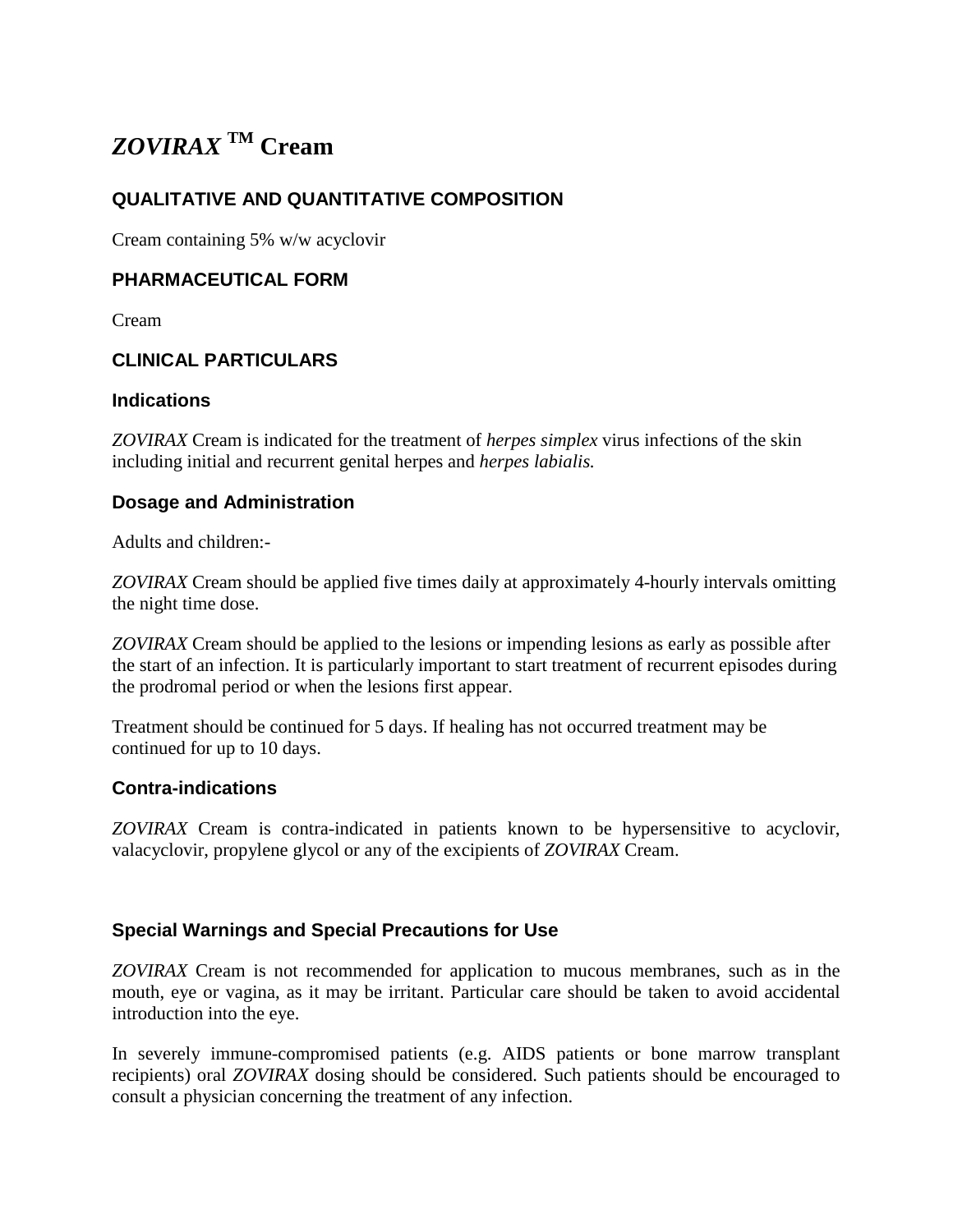# *ZOVIRAX* ™ Cream

## QUALITATIVE AND QUANTITATIVE COMPOSITION

Cream containing 5% w/w acyclovir

## PHARMACEUTICAL FORM

Cream

## CLINICAL PARTICULARS

### Indications

*ZOVIRAX* Cream is indicated for the treatment of *herpes simplex* virus infections of the skin including initial and recurrent genital herpes and *herpes labialis.*

### Dosage and Administration

Adults and children:-

*ZOVIRAX* Cream should be applied five times daily at approximately 4-hourly intervals omitting the night time dose.

*ZOVIRAX* Cream should be applied to the lesions or impending lesions as early as possible after the start of an infection. It is particularly important to start treatment of recurrent episodes during the prodromal period or when the lesions first appear.

Treatment should be continued for 5 days. If healing has not occurred treatment may be continued for up to 10 days.

### Contra-indications

*ZOVIRAX* Cream is contra-indicated in patients known to be hypersensitive to acyclovir, valacyclovir, propylene glycol or any of the excipients of *ZOVIRAX* Cream.

### Special Warnings and Special Precautions for Use

*ZOVIRAX* Cream is not recommended for application to mucous membranes, such as in the mouth, eye or vagina, as it may be irritant. Particular care should be taken to avoid accidental introduction into the eye.

In severely immune-compromised patients (e.g. AIDS patients or bone marrow transplant recipients) oral *ZOVIRAX* dosing should be considered. Such patients should be encouraged to consult a physician concerning the treatment of any infection.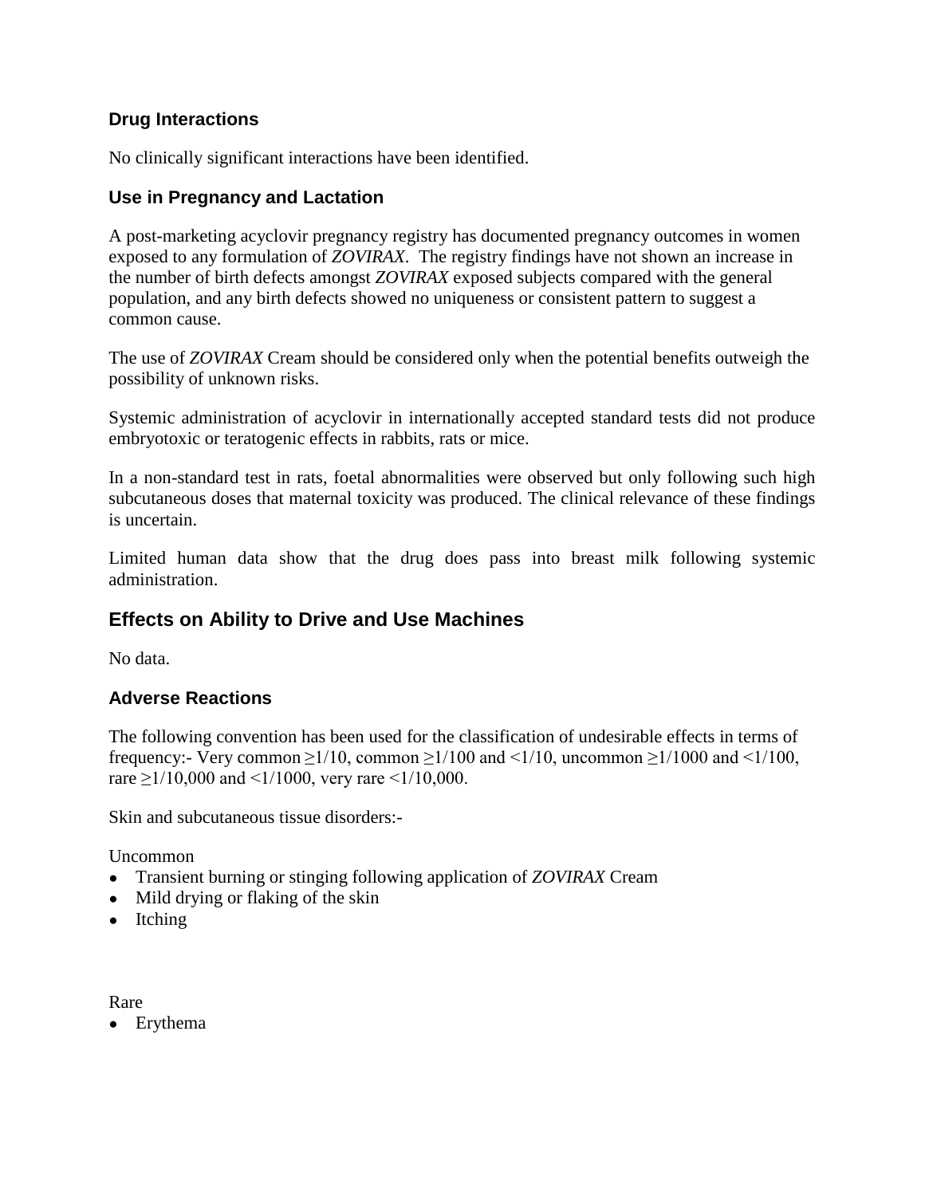## Drug Interactions

No clinically significant interactions have been identified.

## Use in Pregnancy and Lactation

A post-marketing acyclovir pregnancy registry has documented pregnancy outcomes in women exposed to any formulation of *ZOVIRAX*. The registry findings have not shown an increase in the number of birth defects amongst *ZOVIRAX* exposed subjects compared with the general population, and any birth defects showed no uniqueness or consistent pattern to suggest a common cause.

The use of *ZOVIRAX* Cream should be considered only when the potential benefits outweigh the possibility of unknown risks.

Systemic administration of acyclovir in internationally accepted standard tests did not produce embryotoxic or teratogenic effects in rabbits, rats or mice.

In a non-standard test in rats, foetal abnormalities were observed but only following such high subcutaneous doses that maternal toxicity was produced. The clinical relevance of these findings is uncertain.

Limited human data show that the drug does pass into breast milk following systemic administration.

## Effects on Ability to Drive and Use Machines

No data.

## Adverse Reactions

The following convention has been used for the classification of undesirable effects in terms of frequency:- Very common ≥1/10, common ≥1/100 and <1/10, uncommon ≥1/1000 and <1/100, rare ≥1/10,000 and <1/1000, very rare <1/10,000.

Skin and subcutaneous tissue disorders:-

Uncommon

- Transient burning or stinging following application of *ZOVIRAX* Cream
- Mild drying or flaking of the skin
- Itching

Rare

- Erythema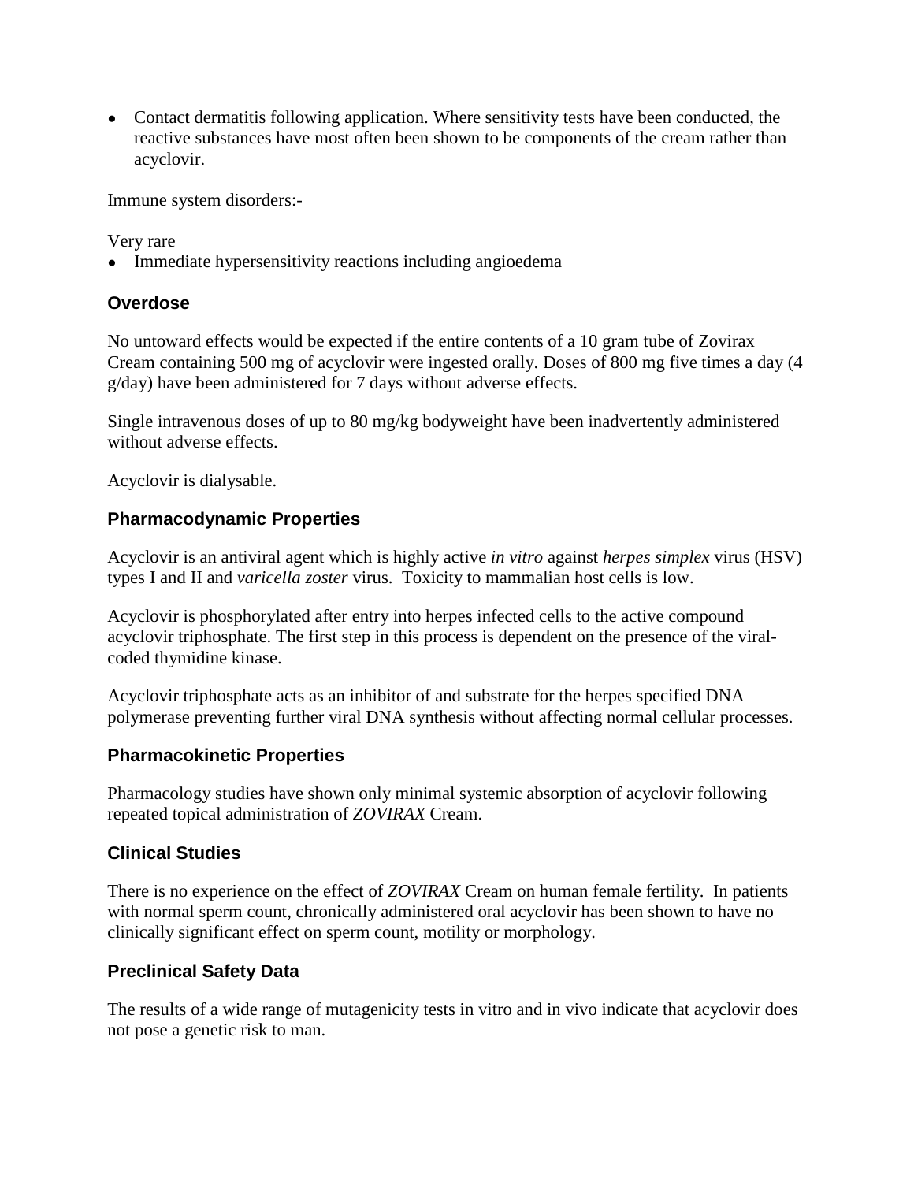- Contact dermatitis following application. Where sensitivity tests have been conducted, the reactive substances have most often been shown to be components of the cream rather than acyclovir.

Immune system disorders:-

Very rare

- Immediate hypersensitivity reactions including angioedema

## Overdose

No untoward effects would be expected if the entire contents of a 10 gram tube of Zovirax Cream containing 500 mg of acyclovir were ingested orally. Doses of 800 mg five times a day (4 g/day) have been administered for 7 days without adverse effects.

Single intravenous doses of up to 80 mg/kg bodyweight have been inadvertently administered without adverse effects.

Acyclovir is dialysable.

## Pharmacodynamic Properties

Acyclovir is an antiviral agent which is highly active *in vitro* against *herpes simplex* virus (HSV) types I and II and *varicella zoster* virus. Toxicity to mammalian host cells is low.

Acyclovir is phosphorylated after entry into herpes infected cells to the active compound acyclovir triphosphate. The first step in this process is dependent on the presence of the viral-coded thymidine kinase.

Acyclovir triphosphate acts as an inhibitor of and substrate for the herpes specified DNA polymerase preventing further viral DNA synthesis without affecting normal cellular processes.

## Pharmacokinetic Properties

Pharmacology studies have shown only minimal systemic absorption of acyclovir following repeated topical administration of *ZOVIRAX* Cream.

## Clinical Studies

There is no experience on the effect of *ZOVIRAX* Cream on human female fertility. In patients with normal sperm count, chronically administered oral acyclovir has been shown to have no clinically significant effect on sperm count, motility or morphology.

## Preclinical Safety Data

The results of a wide range of mutagenicity tests in vitro and in vivo indicate that acyclovir does not pose a genetic risk to man.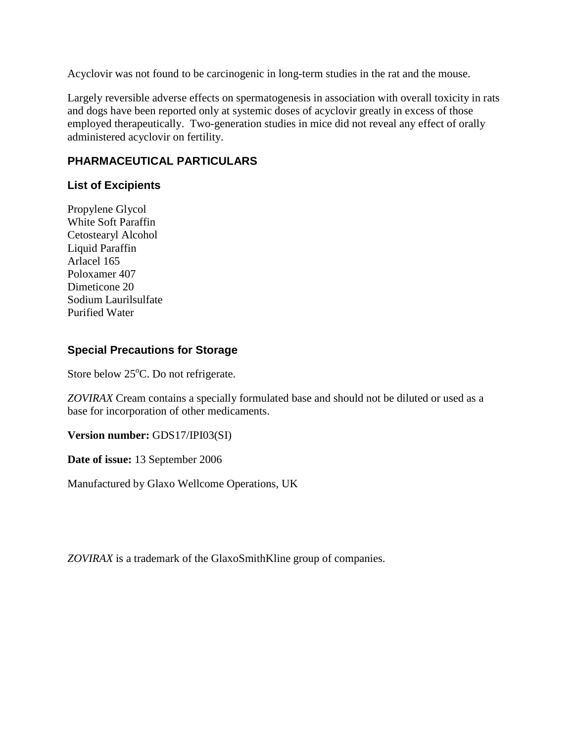Acyclovir was not found to be carcinogenic in long-term studies in the rat and the mouse.

Largely reversible adverse effects on spermatogenesis in association with overall toxicity in rats and dogs have been reported only at systemic doses of acyclovir greatly in excess of those employed therapeutically. Two-generation studies in mice did not reveal any effect of orally administered acyclovir on fertility.

## PHARMACEUTICAL PARTICULARS

### List of Excipients

Propylene Glycol
White Soft Paraffin
Cetostearyl Alcohol
Liquid Paraffin
Arlacel 165
Poloxamer 407
Dimeticone 20
Sodium Laurilsulfate
Purified Water

### Special Precautions for Storage

Store below 25°C. Do not refrigerate.

*ZOVIRAX* Cream contains a specially formulated base and should not be diluted or used as a base for incorporation of other medicaments.

**Version number:** GDS17/IPI03(SI)

**Date of issue:** 13 September 2006

Manufactured by Glaxo Wellcome Operations, UK

*ZOVIRAX* is a trademark of the GlaxoSmithKline group of companies.